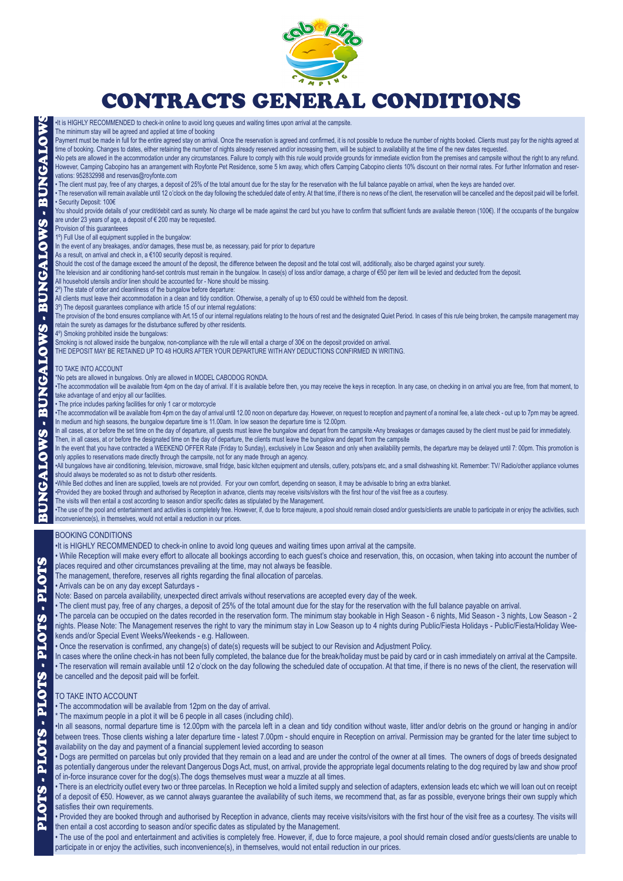# CONTRACTS GENERAL CONDITIONS

## BUNGALOWS

•It is HIGHLY RECOMMENDED to check-in online to avoid long queues and waiting times upon arrival at the campsite.

The minimum stay will be agreed and applied at time of booking

Payment must be made in full for the entire agreed stay on arrival. Once the reservation is agreed and confirmed, it is not possible to reduce the number of nights booked. Clients must pay for the nights agreed at time of booking. Changes to dates, either retaining the number of nights already reserved and/or increasing them, will be subject to availability at the time of the new dates requested.

•No pets are allowed in the accommodation under any circumstances. Failure to comply with this rule would provide grounds for immediate eviction from the premises and campsite without the right to any refund. However, Camping Cabopino has an arrangement with Royfonte Pet Residence, some 5 km away, which offers Camping Cabopino clients 10% discount on their normal rates. For further Information and reservations: 952832998 and reservas@royfonte.com

• The client must pay, free of any charges, a deposit of 25% of the total amount due for the stay for the reservation with the full balance payable on arrival, when the keys are handed over.

• The reservation will remain available until 12 o'clock on the day following the scheduled date of entry. At that time, if there is no news of the client, the reservation will be cancelled and the deposit paid will be forfeit.

• Security Deposit: 100€

You should provide details of your credit/debit card as surety. No charge wll be made against the card but you have to confirm that sufficient funds are available thereon (100€). If the occupants of the bungalow are under 23 years of age, a deposit of € 200 may be requested.

Provision of this guarantees

1º) Full Use of all equipment supplied in the bungalow:

In the event of any breakages, and/or damages, these must be, as necessary, paid for prior to departure

As a result, on arrival and check in, a €100 security deposit is required.

Should the cost of the damage exceed the amount of the deposit, the difference between the deposit and the total cost will, additionally, also be charged against your surety.

The television and air conditioning hand-set controls must remain in the bungalow. In case(s) of loss and/or damage, a charge of €50 per item will be levied and deducted from the deposit.

All household utensils and/or linen should be accounted for - None should be missing.

2º) The state of order and cleanliness of the bungalow before departure:

All clients must leave their accommodation in a clean and tidy condition. Otherwise, a penalty of up to €50 could be withheld from the deposit.

3º) The deposit guarantees compliance with article 15 of our internal regulations:

The provision of the bond ensures compliance with Art.15 of our internal regulations relating to the hours of rest and the designated Quiet Period. In cases of this rule being broken, the campsite management may retain the surety as damages for the disturbance suffered by other residents.

4º) Smoking prohibited inside the bungalows:

Smoking is not allowed inside the bungalow, non-compliance with the rule will entail a charge of 30€ on the deposit provided on arrival.

THE DEPOSIT MAY BE RETAINED UP TO 48 HOURS AFTER YOUR DEPARTURE WITH ANY DEDUCTIONS CONFIRMED IN WRITING.

### TO TAKE INTO ACCOUNT

*No pets are allowed in bungalows. Only are allowed in MODEL CABODOG RONDA.

•The accommodation will be available from 4pm on the day of arrival. If it is available before then, you may receive the keys in reception. In any case, on checking in on arrival you are free, from that moment, to take advantage of and enjoy all our facilities.

• The price includes parking facilities for only 1 car or motorcycle

•The accommodation will be available from 4pm on the day of arrival until 12.00 noon on departure day. However, on request to reception and payment of a nominal fee, a late check - out up to 7pm may be agreed. In medium and high seasons, the bungalow departure time is 11.00am. In low season the departure time is 12.00pm.

In all cases, at or before the set time on the day of departure, all guests must leave the bungalow and depart from the campsite.•Any breakages or damages caused by the client must be paid for immediately. Then, in all cases, at or before the designated time on the day of departure, the clients must leave the bungalow and depart from the campsite

In the event that you have contracted a WEEKEND OFFER Rate (Friday to Sunday), exclusively in Low Season and only when availability permits, the departure may be delayed until 7: 00pm. This promotion is only applies to reservations made directly through the campsite, not for any made through an agency.

•All bungalows have air conditioning, television, microwave, small fridge, basic kitchen equipment and utensils, cutlery, pots/pans etc, and a small dishwashing kit. Remember: TV/ Radio/other appliance volumes should always be moderated so as not to disturb other residents.

•While Bed clothes and linen are supplied, towels are not provided. For your own comfort, depending on season, it may be advisable to bring an extra blanket.

•Provided they are booked through and authorised by Reception in advance, clients may receive visits/visitors with the first hour of the visit free as a courtesy.

The visits will then entail a cost according to season and/or specific dates as stipulated by the Management.

•The use of the pool and entertainment and activities is completely free. However, if, due to force majeure, a pool should remain closed and/or guests/clients are unable to participate in or enjoy the activities, such inconvenience(s), in themselves, would not entail a reduction in our prices.

## PLOTS

### BOOKING CONDITIONS

•It is HIGHLY RECOMMENDED to check-in online to avoid long queues and waiting times upon arrival at the campsite.

• While Reception will make every effort to allocate all bookings according to each guest's choice and reservation, this, on occasion, when taking into account the number of places required and other circumstances prevailing at the time, may not always be feasible.

The management, therefore, reserves all rights regarding the final allocation of parcelas.

• Arrivals can be on any day except Saturdays -

Note: Based on parcela availability, unexpected direct arrivals without reservations are accepted every day of the week.

• The client must pay, free of any charges, a deposit of 25% of the total amount due for the stay for the reservation with the full balance payable on arrival.

• The parcela can be occupied on the dates recorded in the reservation form. The minimum stay bookable in High Season - 6 nights, Mid Season - 3 nights, Low Season - 2 nights. Please Note: The Management reserves the right to vary the minimum stay in Low Season up to 4 nights during Public/Fiesta Holidays - Public/Fiesta/Holiday Weekends and/or Special Event Weeks/Weekends - e.g. Halloween.

• Once the reservation is confirmed, any change(s) of date(s) requests will be subject to our Revision and Adjustment Policy.

In cases where the online check-in has not been fully completed, the balance due for the break/holiday must be paid by card or in cash immediately on arrival at the Campsite.

• The reservation will remain available until 12 o'clock on the day following the scheduled date of occupation. At that time, if there is no news of the client, the reservation will be cancelled and the deposit paid will be forfeit.

### TO TAKE INTO ACCOUNT

• The accommodation will be available from 12pm on the day of arrival.

* The maximum people in a plot it will be 6 people in all cases (including child).

•In all seasons, normal departure time is 12.00pm with the parcela left in a clean and tidy condition without waste, litter and/or debris on the ground or hanging in and/or between trees. Those clients wishing a later departure time - latest 7.00pm - should enquire in Reception on arrival. Permission may be granted for the later time subject to availability on the day and payment of a financial supplement levied according to season

• Dogs are permitted on parcelas but only provided that they remain on a lead and are under the control of the owner at all times. The owners of dogs of breeds designated as potentially dangerous under the relevant Dangerous Dogs Act, must, on arrival, provide the appropriate legal documents relating to the dog required by law and show proof of in-force insurance cover for the dog(s).The dogs themselves must wear a muzzle at all times.

• There is an electricity outlet every two or three parcelas. In Reception we hold a limited supply and selection of adapters, extension leads etc which we will loan out on receipt of a deposit of €50. However, as we cannot always guarantee the availability of such items, we recommend that, as far as possible, everyone brings their own supply which satisfies their own requirements.

• Provided they are booked through and authorised by Reception in advance, clients may receive visits/visitors with the first hour of the visit free as a courtesy. The visits will then entail a cost according to season and/or specific dates as stipulated by the Management.

• The use of the pool and entertainment and activities is completely free. However, if, due to force majeure, a pool should remain closed and/or guests/clients are unable to participate in or enjoy the activities, such inconvenience(s), in themselves, would not entail reduction in our prices.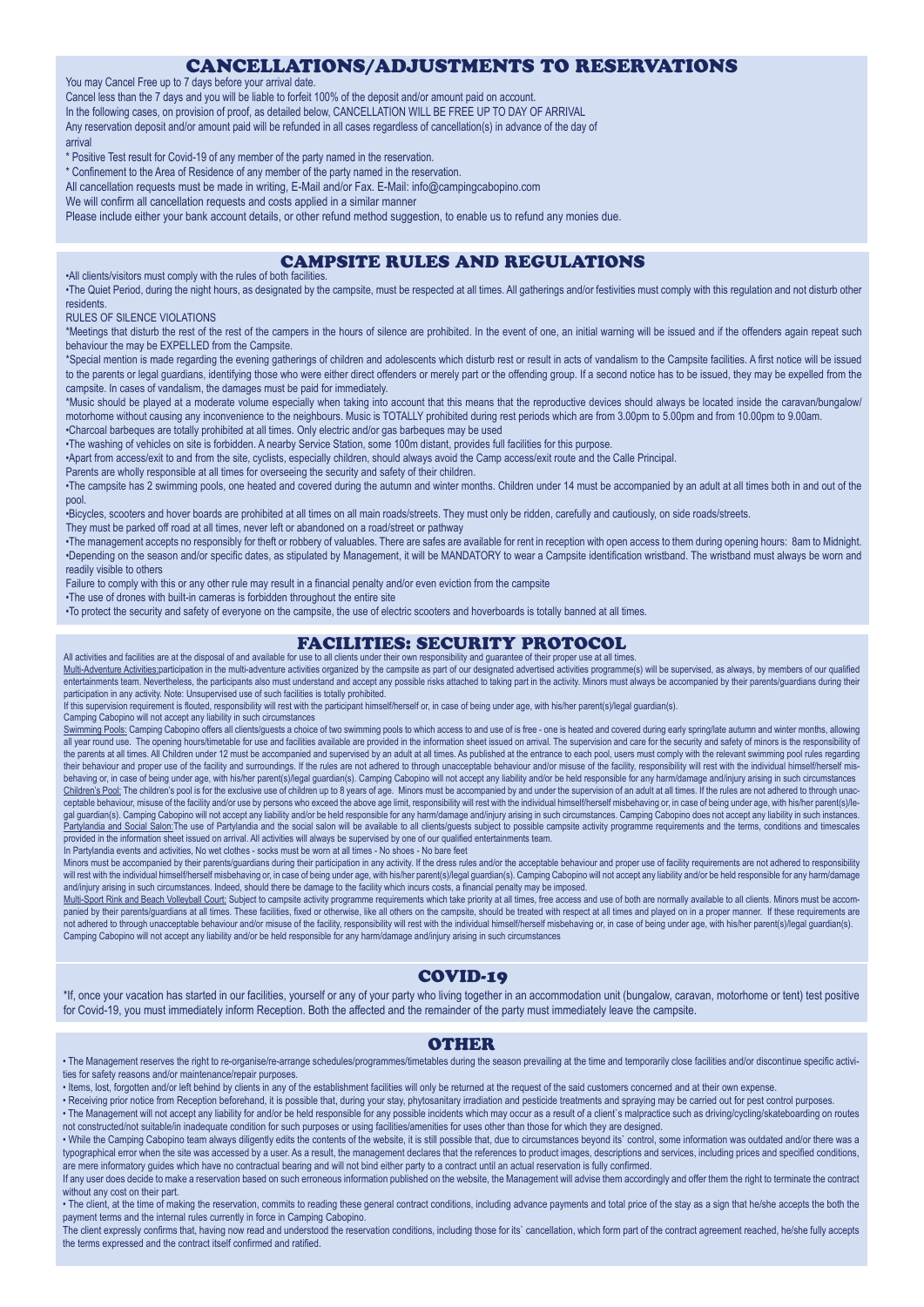## CANCELLATIONS/ADJUSTMENTS TO RESERVATIONS

You may Cancel Free up to 7 days before your arrival date.

Cancel less than the 7 days and you will be liable to forfeit 100% of the deposit and/or amount paid on account.

In the following cases, on provision of proof, as detailed below, CANCELLATION WILL BE FREE UP TO DAY OF ARRIVAL

Any reservation deposit and/or amount paid will be refunded in all cases regardless of cancellation(s) in advance of the day of arrival

* Positive Test result for Covid-19 of any member of the party named in the reservation.

* Confinement to the Area of Residence of any member of the party named in the reservation.

All cancellation requests must be made in writing, E-Mail and/or Fax. E-Mail: info@campingcabopino.com

We will confirm all cancellation requests and costs applied in a similar manner

Please include either your bank account details, or other refund method suggestion, to enable us to refund any monies due.

## CAMPSITE RULES AND REGULATIONS

•All clients/visitors must comply with the rules of both facilities.

•The Quiet Period, during the night hours, as designated by the campsite, must be respected at all times. All gatherings and/or festivities must comply with this regulation and not disturb other residents.

RULES OF SILENCE VIOLATIONS

*Meetings that disturb the rest of the rest of the campers in the hours of silence are prohibited. In the event of one, an initial warning will be issued and if the offenders again repeat such behaviour the may be EXPELLED from the Campsite.

*Special mention is made regarding the evening gatherings of children and adolescents which disturb rest or result in acts of vandalism to the Campsite facilities. A first notice will be issued to the parents or legal guardians, identifying those who were either direct offenders or merely part or the offending group. If a second notice has to be issued, they may be expelled from the campsite. In cases of vandalism, the damages must be paid for immediately.

*Music should be played at a moderate volume especially when taking into account that this means that the reproductive devices should always be located inside the caravan/bungalow/motorhome without causing any inconvenience to the neighbours. Music is TOTALLY prohibited during rest periods which are from 3.00pm to 5.00pm and from 10.00pm to 9.00am.

•Charcoal barbeques are totally prohibited at all times. Only electric and/or gas barbeques may be used

•The washing of vehicles on site is forbidden. A nearby Service Station, some 100m distant, provides full facilities for this purpose.

•Apart from access/exit to and from the site, cyclists, especially children, should always avoid the Camp access/exit route and the Calle Principal.

Parents are wholly responsible at all times for overseeing the security and safety of their children.

•The campsite has 2 swimming pools, one heated and covered during the autumn and winter months. Children under 14 must be accompanied by an adult at all times both in and out of the pool.

•Bicycles, scooters and hover boards are prohibited at all times on all main roads/streets. They must only be ridden, carefully and cautiously, on side roads/streets.

They must be parked off road at all times, never left or abandoned on a road/street or pathway

•The management accepts no responsibly for theft or robbery of valuables. There are safes are available for rent in reception with open access to them during opening hours: 8am to Midnight.

•Depending on the season and/or specific dates, as stipulated by Management, it will be MANDATORY to wear a Campsite identification wristband. The wristband must always be worn and readily visible to others

Failure to comply with this or any other rule may result in a financial penalty and/or even eviction from the campsite

•The use of drones with built-in cameras is forbidden throughout the entire site

•To protect the security and safety of everyone on the campsite, the use of electric scooters and hoverboards is totally banned at all times.

## FACILITIES: SECURITY PROTOCOL

All activities and facilities are at the disposal of and available for use to all clients under their own responsibility and guarantee of their proper use at all times.

Multi-Adventure Activities:participation in the multi-adventure activities organized by the campsite as part of our designated advertised activities programme(s) will be supervised, as always, by members of our qualified entertainments team. Nevertheless, the participants also must understand and accept any possible risks attached to taking part in the activity. Minors must always be accompanied by their parents/guardians during their participation in any activity. Note: Unsupervised use of such facilities is totally prohibited.

If this supervision requirement is flouted, responsibility will rest with the participant himself/herself or, in case of being under age, with his/her parent(s)/legal guardian(s).

Camping Cabopino will not accept any liability in such circumstances

Swimming Pools: Camping Cabopino offers all clients/guests a choice of two swimming pools to which access to and use of is free - one is heated and covered during early spring/late autumn and winter months, allowing all year round use. The opening hours/timetable for use and facilities available are provided in the information sheet issued on arrival. The supervision and care for the security and safety of minors is the responsibility of the parents at all times. All Children under 12 must be accompanied and supervised by an adult at all times. As published at the entrance to each pool, users must comply with the relevant swimming pool rules regarding their behaviour and proper use of the facility and surroundings. If the rules are not adhered to through unacceptable behaviour and/or misuse of the facility, responsibility will rest with the individual himself/herself misbehaving or, in case of being under age, with his/her parent(s)/legal guardian(s). Camping Cabopino will not accept any liability and/or be held responsible for any harm/damage and/injury arising in such circumstances

Children's Pool: The children's pool is for the exclusive use of children up to 8 years of age. Minors must be accompanied by and under the supervision of an adult at all times. If the rules are not adhered to through unacceptable behaviour, misuse of the facility and/or use by persons who exceed the above age limit, responsibility will rest with the individual himself/herself misbehaving or, in case of being under age, with his/her parent(s)/legal guardian(s). Camping Cabopino will not accept any liability and/or be held responsible for any harm/damage and/injury arising in such circumstances. Camping Cabopino does not accept any liability in such instances.

Partylandia and Social Salon:The use of Partylandia and the social salon will be available to all clients/guests subject to possible campsite activity programme requirements and the terms, conditions and timescales provided in the information sheet issued on arrival. All activities will always be supervised by one of our qualified entertainments team.

In Partylandia events and activities, No wet clothes - socks must be worn at all times - No shoes - No bare feet

Minors must be accompanied by their parents/guardians during their participation in any activity. If the dress rules and/or the acceptable behaviour and proper use of facility requirements are not adhered to responsibility will rest with the individual himself/herself misbehaving or, in case of being under age, with his/her parent(s)/legal guardian(s). Camping Cabopino will not accept any liability and/or be held responsible for any harm/damage and/injury arising in such circumstances. Indeed, should there be damage to the facility which incurs costs, a financial penalty may be imposed.

Multi-Sport Rink and Beach Volleyball Court: Subject to campsite activity programme requirements which take priority at all times, free access and use of both are normally available to all clients. Minors must be accompanied by their parents/guardians at all times. These facilities, fixed or otherwise, like all others on the campsite, should be treated with respect at all times and played on in a proper manner. If these requirements are not adhered to through unacceptable behaviour and/or misuse of the facility, responsibility will rest with the individual himself/herself misbehaving or, in case of being under age, with his/her parent(s)/legal guardian(s). Camping Cabopino will not accept any liability and/or be held responsible for any harm/damage and/injury arising in such circumstances

## COVID-19

*If, once your vacation has started in our facilities, yourself or any of your party who living together in an accommodation unit (bungalow, caravan, motorhome or tent) test positive for Covid-19, you must immediately inform Reception. Both the affected and the remainder of the party must immediately leave the campsite.

## OTHER

• The Management reserves the right to re-organise/re-arrange schedules/programmes/timetables during the season prevailing at the time and temporarily close facilities and/or discontinue specific activities for safety reasons and/or maintenance/repair purposes.

• Items, lost, forgotten and/or left behind by clients in any of the establishment facilities will only be returned at the request of the said customers concerned and at their own expense.

• Receiving prior notice from Reception beforehand, it is possible that, during your stay, phytosanitary irradiation and pesticide treatments and spraying may be carried out for pest control purposes.

• The Management will not accept any liability for and/or be held responsible for any possible incidents which may occur as a result of a client`s malpractice such as driving/cycling/skateboarding on routes not constructed/not suitable/in inadequate condition for such purposes or using facilities/amenities for uses other than those for which they are designed.

• While the Camping Cabopino team always diligently edits the contents of the website, it is still possible that, due to circumstances beyond its` control, some information was outdated and/or there was a typographical error when the site was accessed by a user. As a result, the management declares that the references to product images, descriptions and services, including prices and specified conditions, are mere informatory guides which have no contractual bearing and will not bind either party to a contract until an actual reservation is fully confirmed.

If any user does decide to make a reservation based on such erroneous information published on the website, the Management will advise them accordingly and offer them the right to terminate the contract without any cost on their part.

• The client, at the time of making the reservation, commits to reading these general contract conditions, including advance payments and total price of the stay as a sign that he/she accepts the both the payment terms and the internal rules currently in force in Camping Cabopino.

The client expressly confirms that, having now read and understood the reservation conditions, including those for its` cancellation, which form part of the contract agreement reached, he/she fully accepts the terms expressed and the contract itself confirmed and ratified.